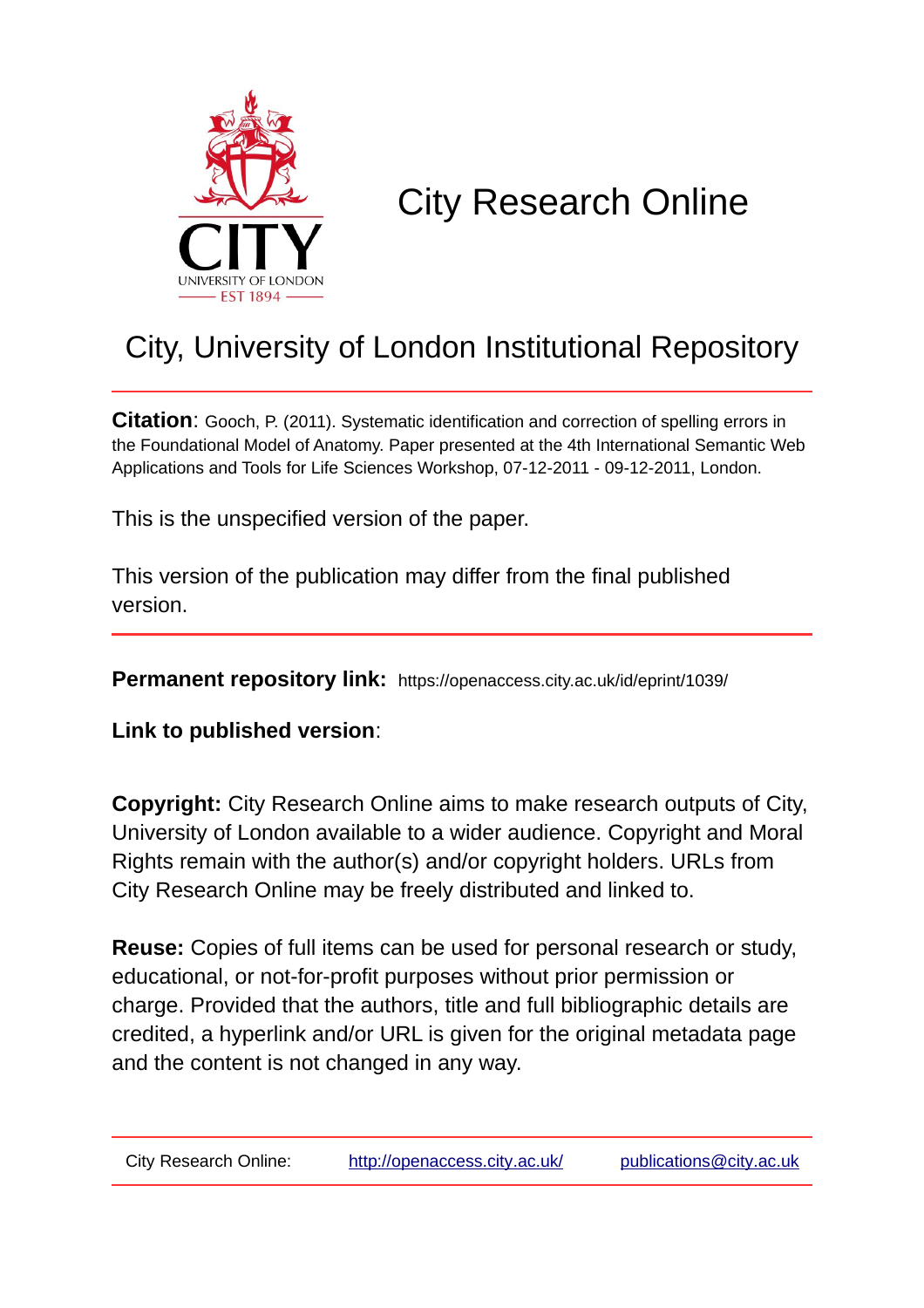# City Research Online

## City, University of London Institutional Repository

**Citation**: Gooch, P. (2011). Systematic identification and correction of spelling errors in the Foundational Model of Anatomy. Paper presented at the 4th International Semantic Web Applications and Tools for Life Sciences Workshop, 07-12-2011 - 09-12-2011, London.

This is the unspecified version of the paper.

This version of the publication may differ from the final published version.

---

**Permanent repository link:** https://openaccess.city.ac.uk/id/eprint/1039/

**Link to published version**:

**Copyright:** City Research Online aims to make research outputs of City, University of London available to a wider audience. Copyright and Moral Rights remain with the author(s) and/or copyright holders. URLs from City Research Online may be freely distributed and linked to.

**Reuse:** Copies of full items can be used for personal research or study, educational, or not-for-profit purposes without prior permission or charge. Provided that the authors, title and full bibliographic details are credited, a hyperlink and/or URL is given for the original metadata page and the content is not changed in any way.

---

City Research Online: http://openaccess.city.ac.uk/ publications@city.ac.uk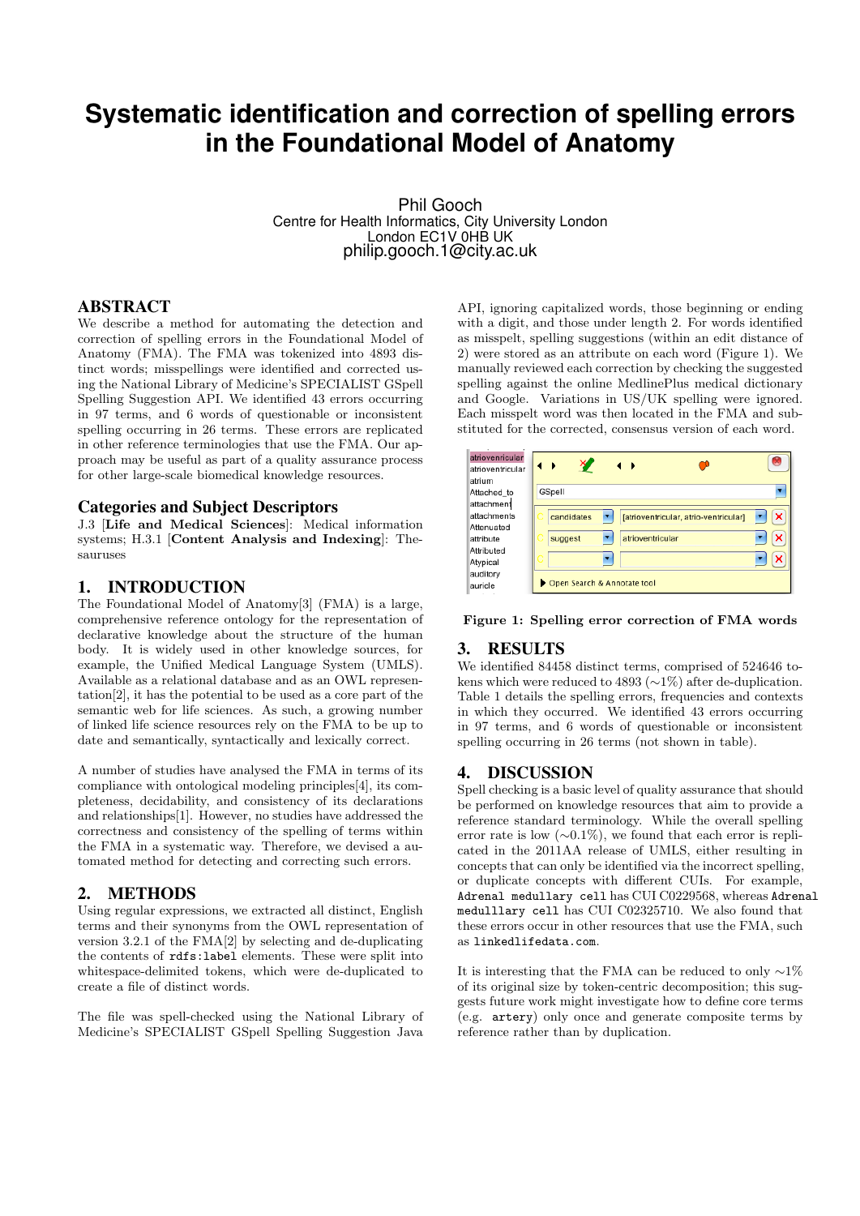# Systematic identification and correction of spelling errors in the Foundational Model of Anatomy

Phil Gooch
Centre for Health Informatics, City University London
London EC1V 0HB UK
philip.gooch.1@city.ac.uk

## ABSTRACT

We describe a method for automating the detection and correction of spelling errors in the Foundational Model of Anatomy (FMA). The FMA was tokenized into 4893 distinct words; misspellings were identified and corrected using the National Library of Medicine's SPECIALIST GSpell Spelling Suggestion API. We identified 43 errors occurring in 97 terms, and 6 words of questionable or inconsistent spelling occurring in 26 terms. These errors are replicated in other reference terminologies that use the FMA. Our approach may be useful as part of a quality assurance process for other large-scale biomedical knowledge resources.

## Categories and Subject Descriptors

J.3 [**Life and Medical Sciences**]: Medical information systems; H.3.1 [**Content Analysis and Indexing**]: Thesauruses

## 1. INTRODUCTION

The Foundational Model of Anatomy[3] (FMA) is a large, comprehensive reference ontology for the representation of declarative knowledge about the structure of the human body. It is widely used in other knowledge sources, for example, the Unified Medical Language System (UMLS). Available as a relational database and as an OWL representation[2], it has the potential to be used as a core part of the semantic web for life sciences. As such, a growing number of linked life science resources rely on the FMA to be up to date and semantically, syntactically and lexically correct.

A number of studies have analysed the FMA in terms of its compliance with ontological modeling principles[4], its completeness, decidability, and consistency of its declarations and relationships[1]. However, no studies have addressed the correctness and consistency of the spelling of terms within the FMA in a systematic way. Therefore, we devised a automated method for detecting and correcting such errors.

## 2. METHODS

Using regular expressions, we extracted all distinct, English terms and their synonyms from the OWL representation of version 3.2.1 of the FMA[2] by selecting and de-duplicating the contents of `rdfs:label` elements. These were split into whitespace-delimited tokens, which were de-duplicated to create a file of distinct words.

The file was spell-checked using the National Library of Medicine's SPECIALIST GSpell Spelling Suggestion Java API, ignoring capitalized words, those beginning or ending with a digit, and those under length 2. For words identified as misspelt, spelling suggestions (within an edit distance of 2) were stored as an attribute on each word (Figure 1). We manually reviewed each correction by checking the suggested spelling against the online MedlinePlus medical dictionary and Google. Variations in US/UK spelling were ignored. Each misspelt word was then located in the FMA and substituted for the corrected, consensus version of each word.

**Figure 1: Spelling error correction of FMA words**

## 3. RESULTS

We identified 84458 distinct terms, comprised of 524646 tokens which were reduced to 4893 (∼1%) after de-duplication. Table 1 details the spelling errors, frequencies and contexts in which they occurred. We identified 43 errors occurring in 97 terms, and 6 words of questionable or inconsistent spelling occurring in 26 terms (not shown in table).

## 4. DISCUSSION

Spell checking is a basic level of quality assurance that should be performed on knowledge resources that aim to provide a reference standard terminology. While the overall spelling error rate is low (∼0.1%), we found that each error is replicated in the 2011AA release of UMLS, either resulting in concepts that can only be identified via the incorrect spelling, or duplicate concepts with different CUIs. For example, `Adrenal medullary cell` has CUI C0229568, whereas `Adrenal medulllary cell` has CUI C02325710. We also found that these errors occur in other resources that use the FMA, such as `linkedlifedata.com`.

It is interesting that the FMA can be reduced to only ∼1% of its original size by token-centric decomposition; this suggests future work might investigate how to define core terms (e.g. `artery`) only once and generate composite terms by reference rather than by duplication.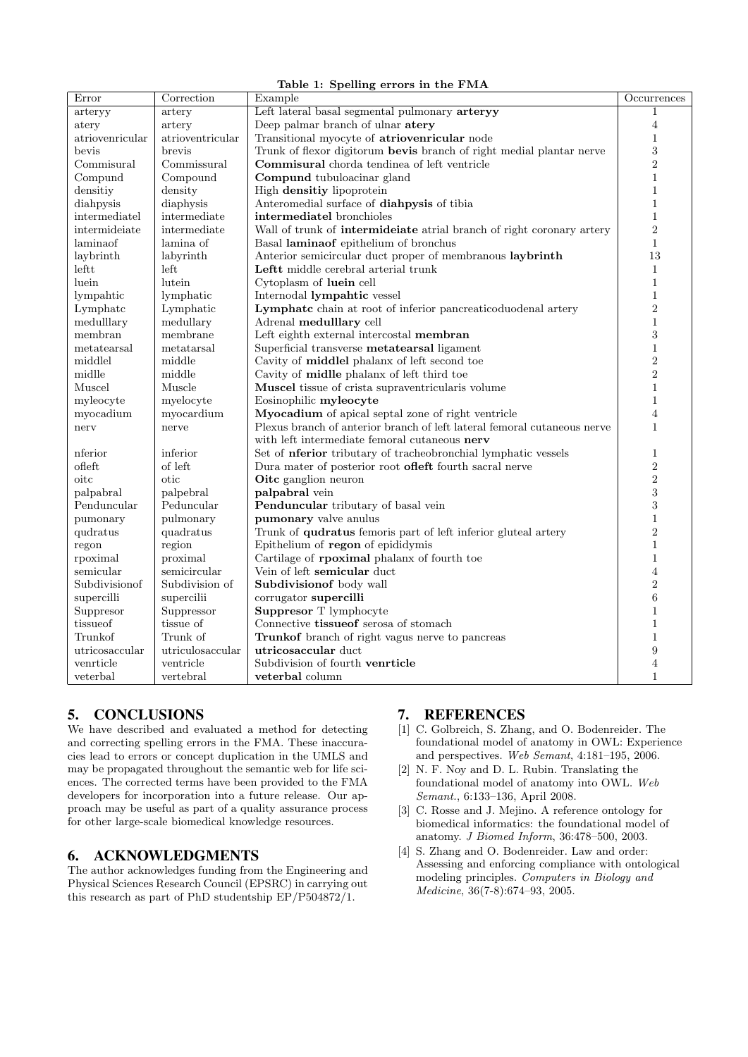**Table 1: Spelling errors in the FMA**

| Error | Correction | Example | Occurrences |
|---|---|---|---|
| arteryy | artery | Left lateral basal segmental pulmonary **arteryy** | 1 |
| atery | artery | Deep palmar branch of ulnar **atery** | 4 |
| atriovenricular | atrioventricular | Transitional myocyte of **atriovenricular** node | 1 |
| bevis | brevis | Trunk of flexor digitorum **bevis** branch of right medial plantar nerve | 3 |
| Commisural | Commissural | **Commisural** chorda tendinea of left ventricle | 2 |
| Compund | Compound | **Compund** tubuloacinar gland | 1 |
| densitiy | density | High **densitiy** lipoprotein | 1 |
| diahpysis | diaphysis | Anteromedial surface of **diahpysis** of tibia | 1 |
| intermediatel | intermediate | **intermediatel** bronchioles | 1 |
| intermideiate | intermediate | Wall of trunk of **intermideiate** atrial branch of right coronary artery | 2 |
| laminaof | lamina of | Basal **laminaof** epithelium of bronchus | 1 |
| laybrinth | labyrinth | Anterior semicircular duct proper of membranous **laybrinth** | 13 |
| leftt | left | **Leftt** middle cerebral arterial trunk | 1 |
| luein | lutein | Cytoplasm of **luein** cell | 1 |
| lympahtic | lymphatic | Internodal **lympahtic** vessel | 1 |
| Lymphatc | Lymphatic | **Lymphatc** chain at root of inferior pancreaticoduodenal artery | 2 |
| medulllary | medullary | Adrenal **medulllary** cell | 1 |
| membran | membrane | Left eighth external intercostal **membran** | 3 |
| metatearsal | metatarsal | Superficial transverse **metatearsal** ligament | 1 |
| middlel | middle | Cavity of **middlel** phalanx of left second toe | 2 |
| midlle | middle | Cavity of **midlle** phalanx of left third toe | 2 |
| Muscel | Muscle | **Muscel** tissue of crista supraventricularis volume | 1 |
| myleocyte | myelocyte | Eosinophilic **myleocyte** | 1 |
| myocadium | myocardium | **Myocadium** of apical septal zone of right ventricle | 4 |
| nerv | nerve | Plexus branch of anterior branch of left lateral femoral cutaneous nerve with left intermediate femoral cutaneous **nerv** | 1 |
| nferior | inferior | Set of **nferior** tributary of tracheobronchial lymphatic vessels | 1 |
| ofleft | of left | Dura mater of posterior root **ofleft** fourth sacral nerve | 2 |
| oitc | otic | **Oitc** ganglion neuron | 2 |
| palpabral | palpebral | **palpabral** vein | 3 |
| Penduncular | Peduncular | **Penduncular** tributary of basal vein | 3 |
| pumonary | pulmonary | **pumonary** valve anulus | 1 |
| qudratus | quadratus | Trunk of **qudratus** femoris part of left inferior gluteal artery | 2 |
| regon | region | Epithelium of **regon** of epididymis | 1 |
| rpoximal | proximal | Cartilage of **rpoximal** phalanx of fourth toe | 1 |
| semicular | semicircular | Vein of left **semicular** duct | 4 |
| Subdivisionof | Subdivision of | **Subdivisionof** body wall | 2 |
| supercilli | supercilii | corrugator **supercilli** | 6 |
| Suppresor | Suppressor | **Suppresor** T lymphocyte | 1 |
| tissueof | tissue of | Connective **tissueof** serosa of stomach | 1 |
| Trunkof | Trunk of | **Trunkof** branch of right vagus nerve to pancreas | 1 |
| utricosaccular | utriculosaccular | **utricosaccular** duct | 9 |
| venrticle | ventricle | Subdivision of fourth **venrticle** | 4 |
| veterbal | vertebral | **veterbal** column | 1 |

## 5. CONCLUSIONS

We have described and evaluated a method for detecting and correcting spelling errors in the FMA. These inaccuracies lead to errors or concept duplication in the UMLS and may be propagated throughout the semantic web for life sciences. The corrected terms have been provided to the FMA developers for incorporation into a future release. Our approach may be useful as part of a quality assurance process for other large-scale biomedical knowledge resources.

## 6. ACKNOWLEDGMENTS

The author acknowledges funding from the Engineering and Physical Sciences Research Council (EPSRC) in carrying out this research as part of PhD studentship EP/P504872/1.

## 7. REFERENCES

[1] C. Golbreich, S. Zhang, and O. Bodenreider. The foundational model of anatomy in OWL: Experience and perspectives. *Web Semant*, 4:181–195, 2006.

[2] N. F. Noy and D. L. Rubin. Translating the foundational model of anatomy into OWL. *Web Semant.*, 6:133–136, April 2008.

[3] C. Rosse and J. Mejino. A reference ontology for biomedical informatics: the foundational model of anatomy. *J Biomed Inform*, 36:478–500, 2003.

[4] S. Zhang and O. Bodenreider. Law and order: Assessing and enforcing compliance with ontological modeling principles. *Computers in Biology and Medicine*, 36(7-8):674–93, 2005.